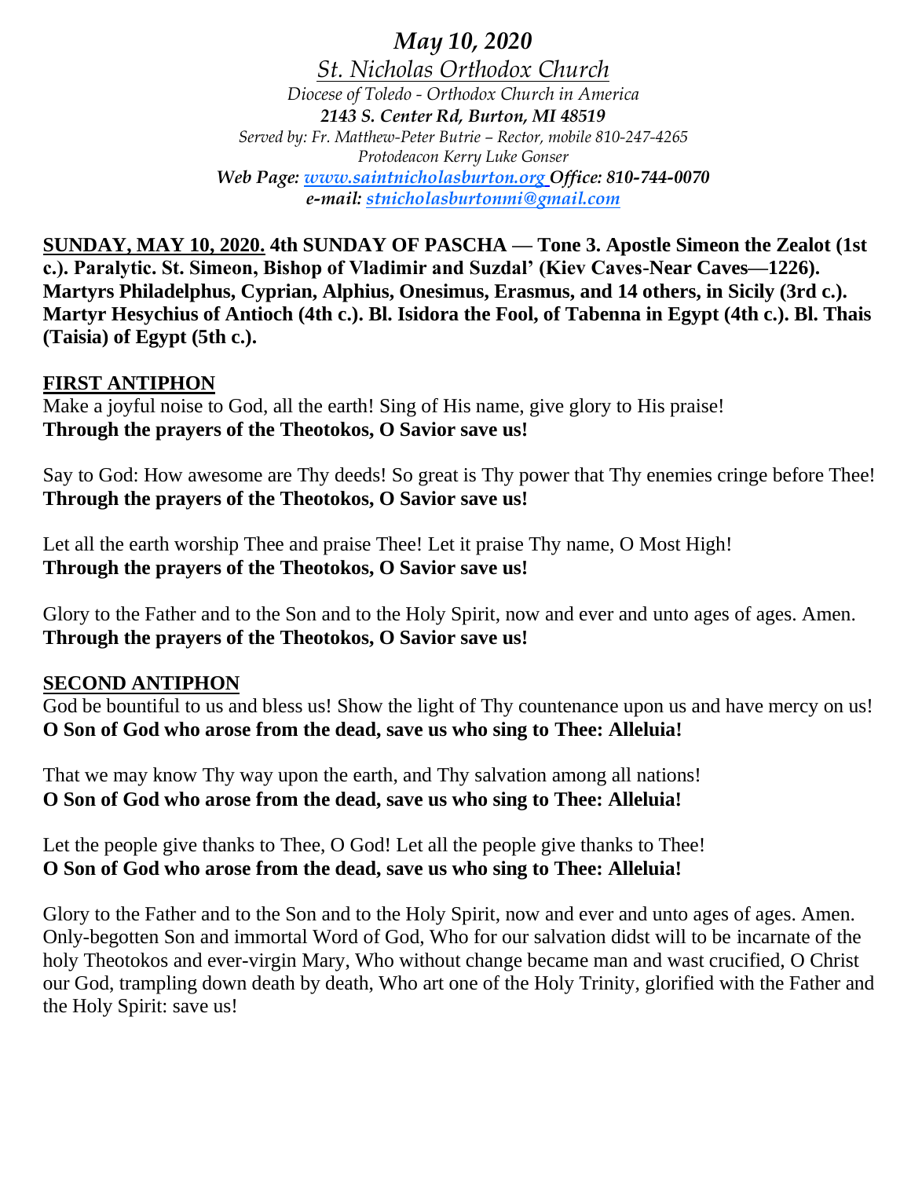*May 10, 2020*

*St. Nicholas Orthodox Church*

*Diocese of Toledo - Orthodox Church in America*

***2143 S. Center Rd, Burton, MI 48519***

*Served by: Fr. Matthew-Peter Butrie – Rector, mobile 810-247-4265*

*Protodeacon Kerry Luke Gonser*

***Web Page: [www.saintnicholasburton.org](http://www.saintnicholasburton.org) Office: 810-744-0070***

***e-mail: [stnicholasburtonmi@gmail.com](mailto:stnicholasburtonmi@gmail.com)***

**SUNDAY, MAY 10, 2020. 4th SUNDAY OF PASCHA — Tone 3. Apostle Simeon the Zealot (1st c.). Paralytic. St. Simeon, Bishop of Vladimir and Suzdal' (Kiev Caves-Near Caves—1226). Martyrs Philadelphus, Cyprian, Alphius, Onesimus, Erasmus, and 14 others, in Sicily (3rd c.). Martyr Hesychius of Antioch (4th c.). Bl. Isidora the Fool, of Tabenna in Egypt (4th c.). Bl. Thais (Taisia) of Egypt (5th c.).**

**FIRST ANTIPHON**

Make a joyful noise to God, all the earth! Sing of His name, give glory to His praise!
**Through the prayers of the Theotokos, O Savior save us!**

Say to God: How awesome are Thy deeds! So great is Thy power that Thy enemies cringe before Thee!
**Through the prayers of the Theotokos, O Savior save us!**

Let all the earth worship Thee and praise Thee! Let it praise Thy name, O Most High!
**Through the prayers of the Theotokos, O Savior save us!**

Glory to the Father and to the Son and to the Holy Spirit, now and ever and unto ages of ages. Amen.
**Through the prayers of the Theotokos, O Savior save us!**

**SECOND ANTIPHON**

God be bountiful to us and bless us! Show the light of Thy countenance upon us and have mercy on us!
**O Son of God who arose from the dead, save us who sing to Thee: Alleluia!**

That we may know Thy way upon the earth, and Thy salvation among all nations!
**O Son of God who arose from the dead, save us who sing to Thee: Alleluia!**

Let the people give thanks to Thee, O God! Let all the people give thanks to Thee!
**O Son of God who arose from the dead, save us who sing to Thee: Alleluia!**

Glory to the Father and to the Son and to the Holy Spirit, now and ever and unto ages of ages. Amen. Only-begotten Son and immortal Word of God, Who for our salvation didst will to be incarnate of the holy Theotokos and ever-virgin Mary, Who without change became man and wast crucified, O Christ our God, trampling down death by death, Who art one of the Holy Trinity, glorified with the Father and the Holy Spirit: save us!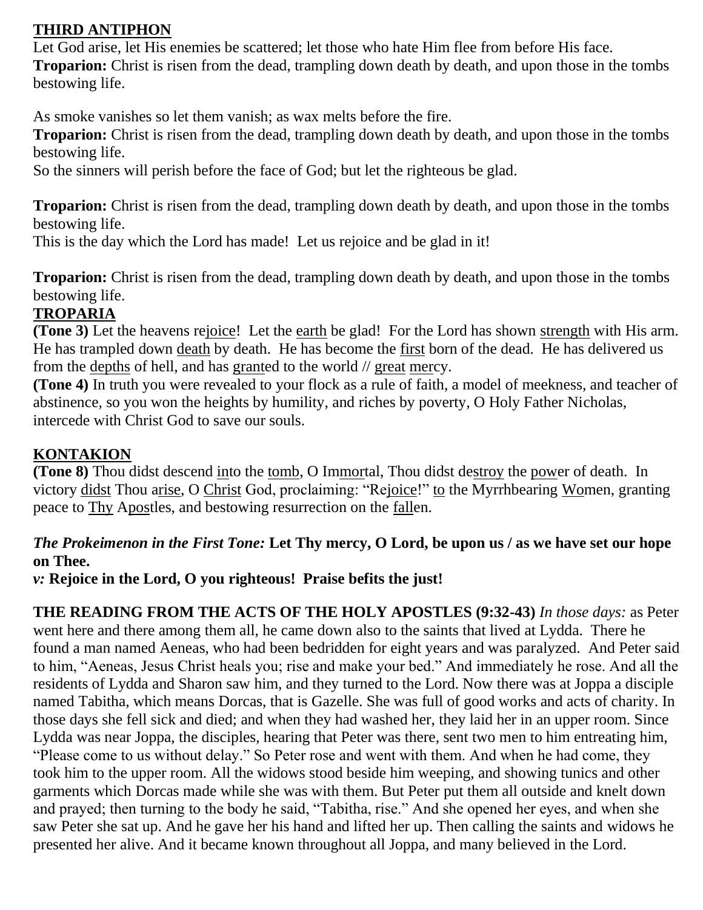## THIRD ANTIPHON

Let God arise, let His enemies be scattered; let those who hate Him flee from before His face.
**Troparion:** Christ is risen from the dead, trampling down death by death, and upon those in the tombs bestowing life.

As smoke vanishes so let them vanish; as wax melts before the fire.
**Troparion:** Christ is risen from the dead, trampling down death by death, and upon those in the tombs bestowing life.
So the sinners will perish before the face of God; but let the righteous be glad.

**Troparion:** Christ is risen from the dead, trampling down death by death, and upon those in the tombs bestowing life.
This is the day which the Lord has made! Let us rejoice and be glad in it!

**Troparion:** Christ is risen from the dead, trampling down death by death, and upon those in the tombs bestowing life.

## TROPARIA

**(Tone 3)** Let the heavens rejoice! Let the earth be glad! For the Lord has shown strength with His arm. He has trampled down death by death. He has become the first born of the dead. He has delivered us from the depths of hell, and has granted to the world // great mercy.
**(Tone 4)** In truth you were revealed to your flock as a rule of faith, a model of meekness, and teacher of abstinence, so you won the heights by humility, and riches by poverty, O Holy Father Nicholas, intercede with Christ God to save our souls.

## KONTAKION

**(Tone 8)** Thou didst descend into the tomb, O Immortal, Thou didst destroy the power of death. In victory didst Thou arise, O Christ God, proclaiming: "Rejoice!" to the Myrrhbearing Women, granting peace to Thy Apostles, and bestowing resurrection on the fallen.

***The Prokeimenon in the First Tone:*** **Let Thy mercy, O Lord, be upon us / as we have set our hope on Thee.**
***v:*** **Rejoice in the Lord, O you righteous! Praise befits the just!**

**THE READING FROM THE ACTS OF THE HOLY APOSTLES (9:32-43)** *In those days:* as Peter went here and there among them all, he came down also to the saints that lived at Lydda. There he found a man named Aeneas, who had been bedridden for eight years and was paralyzed. And Peter said to him, "Aeneas, Jesus Christ heals you; rise and make your bed." And immediately he rose. And all the residents of Lydda and Sharon saw him, and they turned to the Lord. Now there was at Joppa a disciple named Tabitha, which means Dorcas, that is Gazelle. She was full of good works and acts of charity. In those days she fell sick and died; and when they had washed her, they laid her in an upper room. Since Lydda was near Joppa, the disciples, hearing that Peter was there, sent two men to him entreating him, "Please come to us without delay." So Peter rose and went with them. And when he had come, they took him to the upper room. All the widows stood beside him weeping, and showing tunics and other garments which Dorcas made while she was with them. But Peter put them all outside and knelt down and prayed; then turning to the body he said, "Tabitha, rise." And she opened her eyes, and when she saw Peter she sat up. And he gave her his hand and lifted her up. Then calling the saints and widows he presented her alive. And it became known throughout all Joppa, and many believed in the Lord.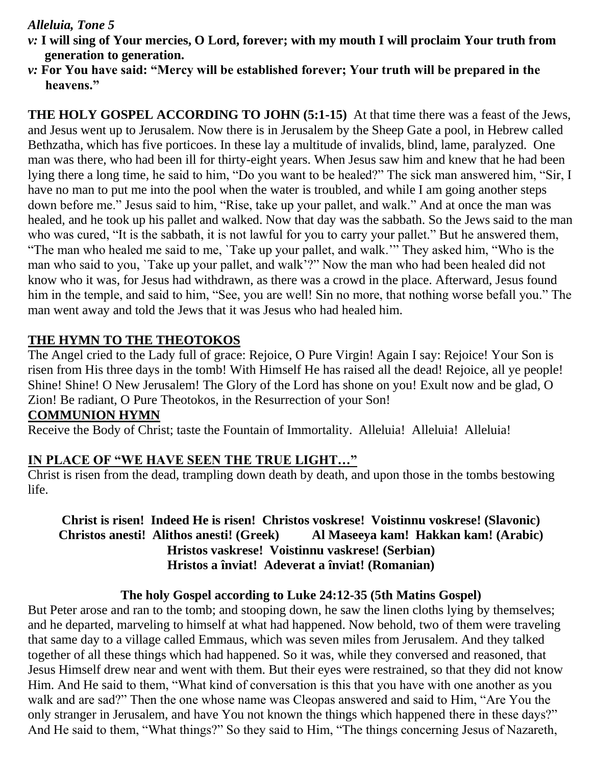***Alleluia, Tone 5***

***v:* I will sing of Your mercies, O Lord, forever; with my mouth I will proclaim Your truth from generation to generation.**

***v:* For You have said: "Mercy will be established forever; Your truth will be prepared in the heavens."**

**THE HOLY GOSPEL ACCORDING TO JOHN (5:1-15)** At that time there was a feast of the Jews, and Jesus went up to Jerusalem. Now there is in Jerusalem by the Sheep Gate a pool, in Hebrew called Bethzatha, which has five porticoes. In these lay a multitude of invalids, blind, lame, paralyzed. One man was there, who had been ill for thirty-eight years. When Jesus saw him and knew that he had been lying there a long time, he said to him, "Do you want to be healed?" The sick man answered him, "Sir, I have no man to put me into the pool when the water is troubled, and while I am going another steps down before me." Jesus said to him, "Rise, take up your pallet, and walk." And at once the man was healed, and he took up his pallet and walked. Now that day was the sabbath. So the Jews said to the man who was cured, "It is the sabbath, it is not lawful for you to carry your pallet." But he answered them, "The man who healed me said to me, `Take up your pallet, and walk.'" They asked him, "Who is the man who said to you, `Take up your pallet, and walk'?" Now the man who had been healed did not know who it was, for Jesus had withdrawn, as there was a crowd in the place. Afterward, Jesus found him in the temple, and said to him, "See, you are well! Sin no more, that nothing worse befall you." The man went away and told the Jews that it was Jesus who had healed him.

**THE HYMN TO THE THEOTOKOS**

The Angel cried to the Lady full of grace: Rejoice, O Pure Virgin! Again I say: Rejoice! Your Son is risen from His three days in the tomb! With Himself He has raised all the dead! Rejoice, all ye people! Shine! Shine! O New Jerusalem! The Glory of the Lord has shone on you! Exult now and be glad, O Zion! Be radiant, O Pure Theotokos, in the Resurrection of your Son!

**COMMUNION HYMN**

Receive the Body of Christ; taste the Fountain of Immortality. Alleluia! Alleluia! Alleluia!

**IN PLACE OF "WE HAVE SEEN THE TRUE LIGHT…"**

Christ is risen from the dead, trampling down death by death, and upon those in the tombs bestowing life.

**Christ is risen! Indeed He is risen! Christos voskrese! Voistinnu voskrese! (Slavonic)**
**Christos anesti! Alithos anesti! (Greek) Al Maseeya kam! Hakkan kam! (Arabic)**
**Hristos vaskrese! Voistinnu vaskrese! (Serbian)**
**Hristos a înviat! Adeverat a înviat! (Romanian)**

**The holy Gospel according to Luke 24:12-35 (5th Matins Gospel)**

But Peter arose and ran to the tomb; and stooping down, he saw the linen cloths lying by themselves; and he departed, marveling to himself at what had happened. Now behold, two of them were traveling that same day to a village called Emmaus, which was seven miles from Jerusalem. And they talked together of all these things which had happened. So it was, while they conversed and reasoned, that Jesus Himself drew near and went with them. But their eyes were restrained, so that they did not know Him. And He said to them, "What kind of conversation is this that you have with one another as you walk and are sad?" Then the one whose name was Cleopas answered and said to Him, "Are You the only stranger in Jerusalem, and have You not known the things which happened there in these days?" And He said to them, "What things?" So they said to Him, "The things concerning Jesus of Nazareth,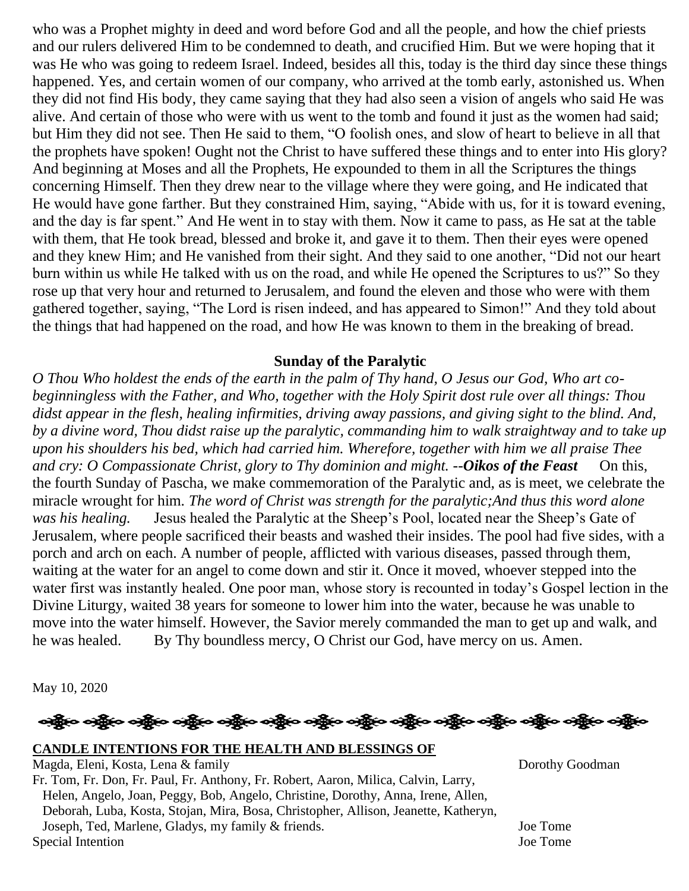who was a Prophet mighty in deed and word before God and all the people, and how the chief priests and our rulers delivered Him to be condemned to death, and crucified Him. But we were hoping that it was He who was going to redeem Israel. Indeed, besides all this, today is the third day since these things happened. Yes, and certain women of our company, who arrived at the tomb early, astonished us. When they did not find His body, they came saying that they had also seen a vision of angels who said He was alive. And certain of those who were with us went to the tomb and found it just as the women had said; but Him they did not see. Then He said to them, "O foolish ones, and slow of heart to believe in all that the prophets have spoken! Ought not the Christ to have suffered these things and to enter into His glory? And beginning at Moses and all the Prophets, He expounded to them in all the Scriptures the things concerning Himself. Then they drew near to the village where they were going, and He indicated that He would have gone farther. But they constrained Him, saying, "Abide with us, for it is toward evening, and the day is far spent." And He went in to stay with them. Now it came to pass, as He sat at the table with them, that He took bread, blessed and broke it, and gave it to them. Then their eyes were opened and they knew Him; and He vanished from their sight. And they said to one another, "Did not our heart burn within us while He talked with us on the road, and while He opened the Scriptures to us?" So they rose up that very hour and returned to Jerusalem, and found the eleven and those who were with them gathered together, saying, "The Lord is risen indeed, and has appeared to Simon!" And they told about the things that had happened on the road, and how He was known to them in the breaking of bread.

## Sunday of the Paralytic

*O Thou Who holdest the ends of the earth in the palm of Thy hand, O Jesus our God, Who art co-beginningless with the Father, and Who, together with the Holy Spirit dost rule over all things: Thou didst appear in the flesh, healing infirmities, driving away passions, and giving sight to the blind. And, by a divine word, Thou didst raise up the paralytic, commanding him to walk straightway and to take up upon his shoulders his bed, which had carried him. Wherefore, together with him we all praise Thee and cry: O Compassionate Christ, glory to Thy dominion and might. --**Oikos of the Feast*** On this, the fourth Sunday of Pascha, we make commemoration of the Paralytic and, as is meet, we celebrate the miracle wrought for him. *The word of Christ was strength for the paralytic;And thus this word alone was his healing.* Jesus healed the Paralytic at the Sheep's Pool, located near the Sheep's Gate of Jerusalem, where people sacrificed their beasts and washed their insides. The pool had five sides, with a porch and arch on each. A number of people, afflicted with various diseases, passed through them, waiting at the water for an angel to come down and stir it. Once it moved, whoever stepped into the water first was instantly healed. One poor man, whose story is recounted in today's Gospel lection in the Divine Liturgy, waited 38 years for someone to lower him into the water, because he was unable to move into the water himself. However, the Savior merely commanded the man to get up and walk, and he was healed. By Thy boundless mercy, O Christ our God, have mercy on us. Amen.

May 10, 2020

**CANDLE INTENTIONS FOR THE HEALTH AND BLESSINGS OF**

| Intention | Offered by |
|---|---|
| Magda, Eleni, Kosta, Lena & family | Dorothy Goodman |
| Fr. Tom, Fr. Don, Fr. Paul, Fr. Anthony, Fr. Robert, Aaron, Milica, Calvin, Larry, Helen, Angelo, Joan, Peggy, Bob, Angelo, Christine, Dorothy, Anna, Irene, Allen, Deborah, Luba, Kosta, Stojan, Mira, Bosa, Christopher, Allison, Jeanette, Katheryn, Joseph, Ted, Marlene, Gladys, my family & friends. | Joe Tome |
| Special Intention | Joe Tome |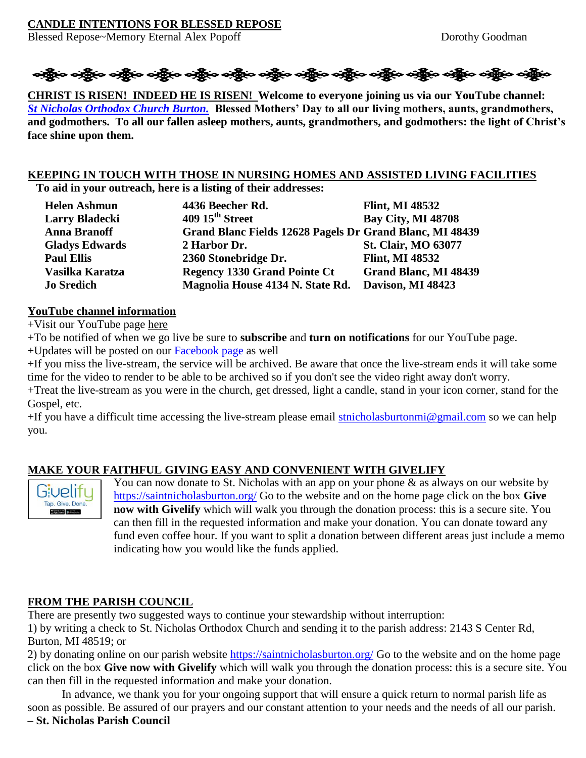**CANDLE INTENTIONS FOR BLESSED REPOSE**

Blessed Repose~Memory Eternal Alex Popoff Dorothy Goodman

**CHRIST IS RISEN! INDEED HE IS RISEN! Welcome to everyone joining us via our YouTube channel: *St Nicholas Orthodox Church Burton.* Blessed Mothers' Day to all our living mothers, aunts, grandmothers, and godmothers. To all our fallen asleep mothers, aunts, grandmothers, and godmothers: the light of Christ's face shine upon them.**

**KEEPING IN TOUCH WITH THOSE IN NURSING HOMES AND ASSISTED LIVING FACILITIES**

**To aid in your outreach, here is a listing of their addresses:**

| | | |
|---|---|---|
| **Helen Ashmun** | **4436 Beecher Rd.** | **Flint, MI 48532** |
| **Larry Bladecki** | **409 15th Street** | **Bay City, MI 48708** |
| **Anna Branoff** | **Grand Blanc Fields 12628 Pagels Dr** | **Grand Blanc, MI 48439** |
| **Gladys Edwards** | **2 Harbor Dr.** | **St. Clair, MO 63077** |
| **Paul Ellis** | **2360 Stonebridge Dr.** | **Flint, MI 48532** |
| **Vasilka Karatza** | **Regency 1330 Grand Pointe Ct** | **Grand Blanc, MI 48439** |
| **Jo Sredich** | **Magnolia House 4134 N. State Rd.** | **Davison, MI 48423** |

**YouTube channel information**

+Visit our YouTube page here

+To be notified of when we go live be sure to **subscribe** and **turn on notifications** for our YouTube page.

+Updates will be posted on our Facebook page as well

+If you miss the live-stream, the service will be archived. Be aware that once the live-stream ends it will take some time for the video to render to be able to be archived so if you don't see the video right away don't worry.

+Treat the live-stream as you were in the church, get dressed, light a candle, stand in your icon corner, stand for the Gospel, etc.

+If you have a difficult time accessing the live-stream please email stnicholasburtonmi@gmail.com so we can help you.

**MAKE YOUR FAITHFUL GIVING EASY AND CONVENIENT WITH GIVELIFY**

You can now donate to St. Nicholas with an app on your phone & as always on our website by https://saintnicholasburton.org/ Go to the website and on the home page click on the box **Give now with Givelify** which will walk you through the donation process: this is a secure site. You can then fill in the requested information and make your donation. You can donate toward any fund even coffee hour. If you want to split a donation between different areas just include a memo indicating how you would like the funds applied.

**FROM THE PARISH COUNCIL**

There are presently two suggested ways to continue your stewardship without interruption:

1) by writing a check to St. Nicholas Orthodox Church and sending it to the parish address: 2143 S Center Rd, Burton, MI 48519; or

2) by donating online on our parish website https://saintnicholasburton.org/ Go to the website and on the home page click on the box **Give now with Givelify** which will walk you through the donation process: this is a secure site. You can then fill in the requested information and make your donation.

In advance, we thank you for your ongoing support that will ensure a quick return to normal parish life as soon as possible. Be assured of our prayers and our constant attention to your needs and the needs of all our parish.

**– St. Nicholas Parish Council**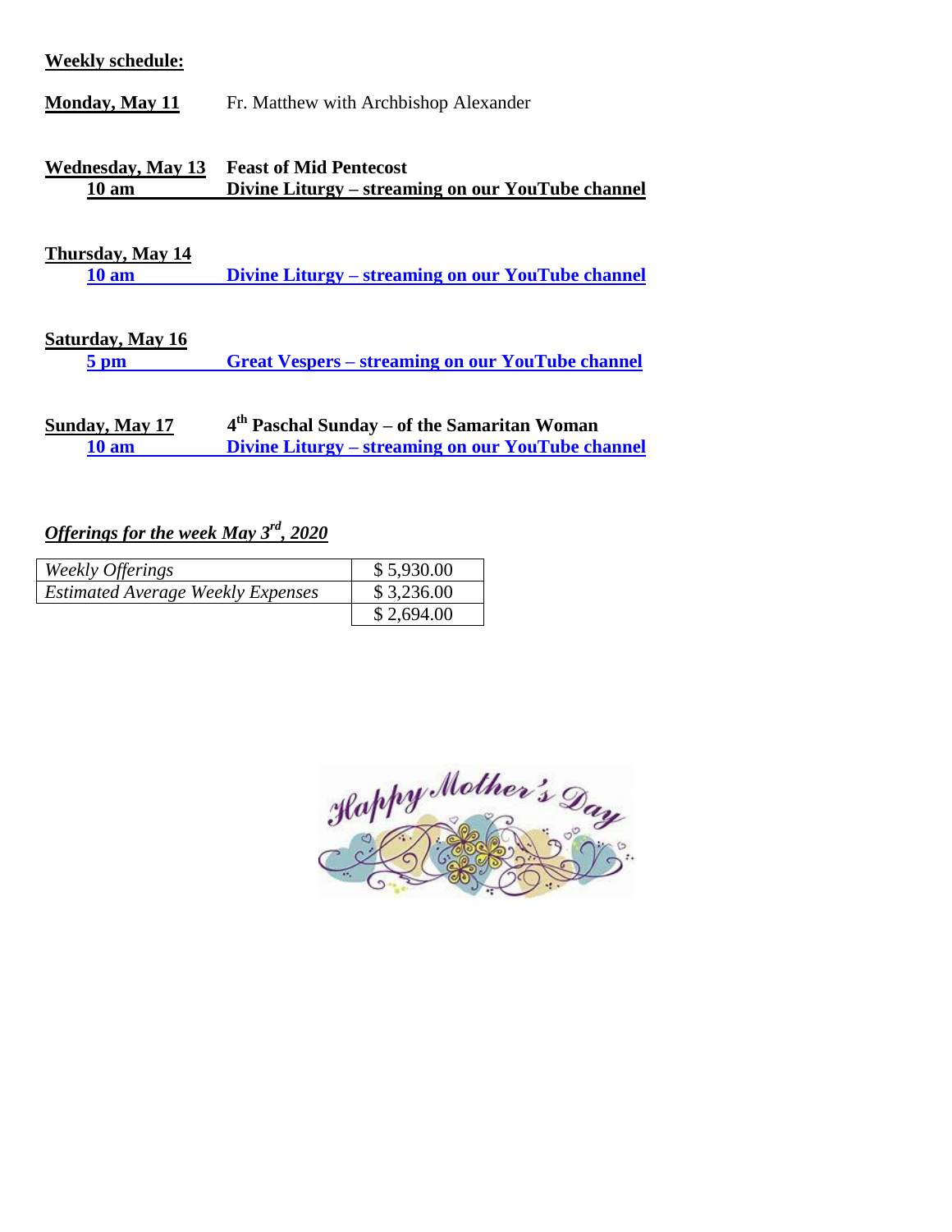**Weekly schedule:**

**Monday, May 11** Fr. Matthew with Archbishop Alexander

**Wednesday, May 13** **Feast of Mid Pentecost**
**10 am** **Divine Liturgy – streaming on our YouTube channel**

**Thursday, May 14**
**10 am** **Divine Liturgy – streaming on our YouTube channel**

**Saturday, May 16**
**5 pm** **Great Vespers – streaming on our YouTube channel**

**Sunday, May 17** **4th Paschal Sunday – of the Samaritan Woman**
**10 am** **Divine Liturgy – streaming on our YouTube channel**

***Offerings for the week May 3rd, 2020***

| | |
|---|---|
| *Weekly Offerings* | $ 5,930.00 |
| *Estimated Average Weekly Expenses* | $ 3,236.00 |
| | $ 2,694.00 |

Happy Mother's Day